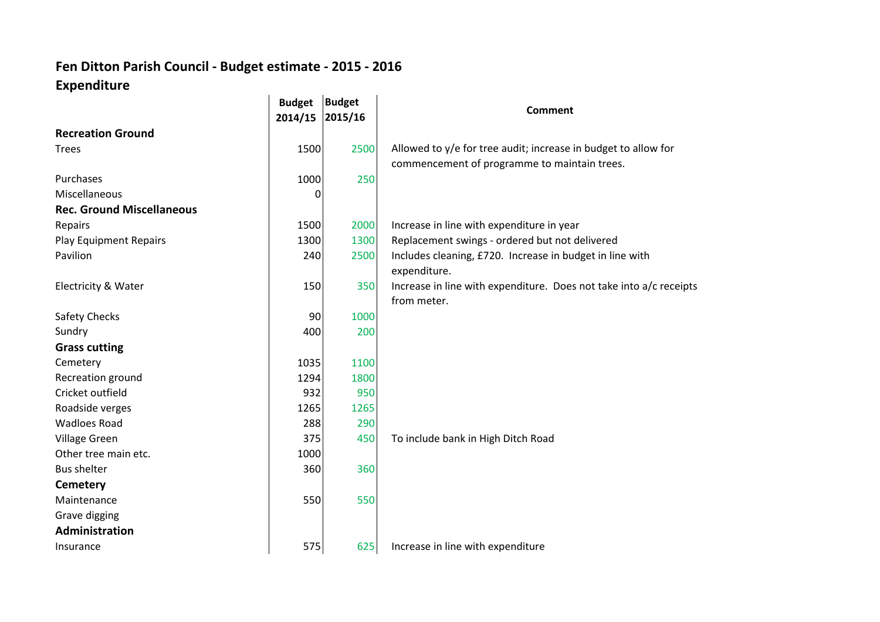# Fen Ditton Parish Council - Budget estimate - 2015 - 2016

## Expenditure

| | Budget 2014/15 | Budget 2015/16 | Comment |
|---|---|---|---|
| **Recreation Ground** | | | |
| Trees | 1500 | 2500 | Allowed to y/e for tree audit; increase in budget to allow for commencement of programme to maintain trees. |
| Purchases | 1000 | 250 | |
| Miscellaneous | 0 | | |
| **Rec. Ground Miscellaneous** | | | |
| Repairs | 1500 | 2000 | Increase in line with expenditure in year |
| Play Equipment Repairs | 1300 | 1300 | Replacement swings - ordered but not delivered |
| Pavilion | 240 | 2500 | Includes cleaning, £720. Increase in budget in line with expenditure. |
| Electricity & Water | 150 | 350 | Increase in line with expenditure. Does not take into a/c receipts from meter. |
| Safety Checks | 90 | 1000 | |
| Sundry | 400 | 200 | |
| **Grass cutting** | | | |
| Cemetery | 1035 | 1100 | |
| Recreation ground | 1294 | 1800 | |
| Cricket outfield | 932 | 950 | |
| Roadside verges | 1265 | 1265 | |
| Wadloes Road | 288 | 290 | |
| Village Green | 375 | 450 | To include bank in High Ditch Road |
| Other tree main etc. | 1000 | | |
| Bus shelter | 360 | 360 | |
| **Cemetery** | | | |
| Maintenance | 550 | 550 | |
| Grave digging | | | |
| **Administration** | | | |
| Insurance | 575 | 625 | Increase in line with expenditure |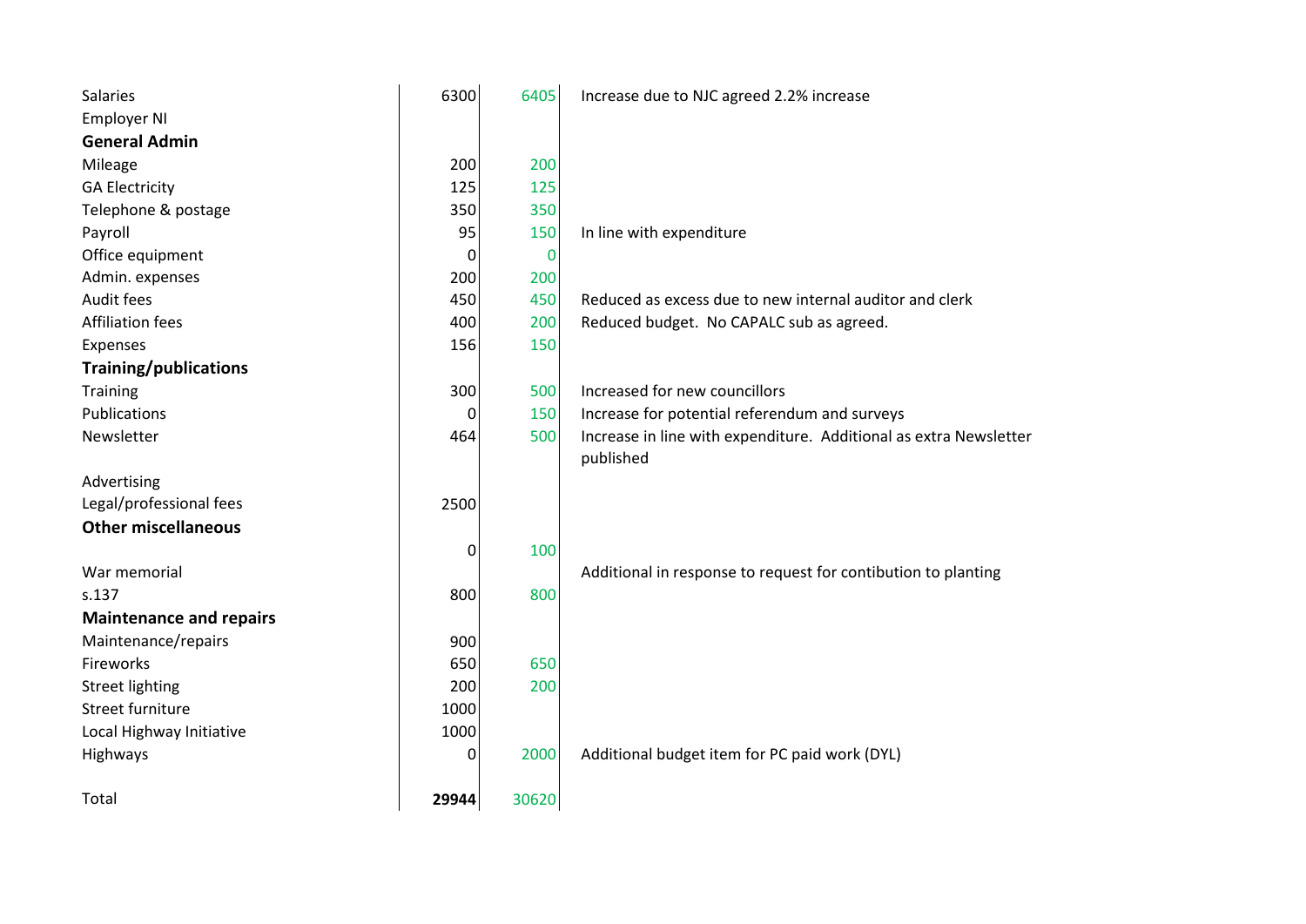| | | | |
|---|---|---|---|
| Salaries | 6300 | 6405 | Increase due to NJC agreed 2.2% increase |
| Employer NI | | | |
| **General Admin** | | | |
| Mileage | 200 | 200 | |
| GA Electricity | 125 | 125 | |
| Telephone & postage | 350 | 350 | |
| Payroll | 95 | 150 | In line with expenditure |
| Office equipment | 0 | 0 | |
| Admin. expenses | 200 | 200 | |
| Audit fees | 450 | 450 | Reduced as excess due to new internal auditor and clerk |
| Affiliation fees | 400 | 200 | Reduced budget. No CAPALC sub as agreed. |
| Expenses | 156 | 150 | |
| **Training/publications** | | | |
| Training | 300 | 500 | Increased for new councillors |
| Publications | 0 | 150 | Increase for potential referendum and surveys |
| Newsletter | 464 | 500 | Increase in line with expenditure. Additional as extra Newsletter published |
| Advertising | | | |
| Legal/professional fees | 2500 | | |
| **Other miscellaneous** | | | |
| | 0 | 100 | |
| War memorial | | | Additional in response to request for contibution to planting |
| s.137 | 800 | 800 | |
| **Maintenance and repairs** | | | |
| Maintenance/repairs | 900 | | |
| Fireworks | 650 | 650 | |
| Street lighting | 200 | 200 | |
| Street furniture | 1000 | | |
| Local Highway Initiative | 1000 | | |
| Highways | 0 | 2000 | Additional budget item for PC paid work (DYL) |
| Total | **29944** | 30620 | |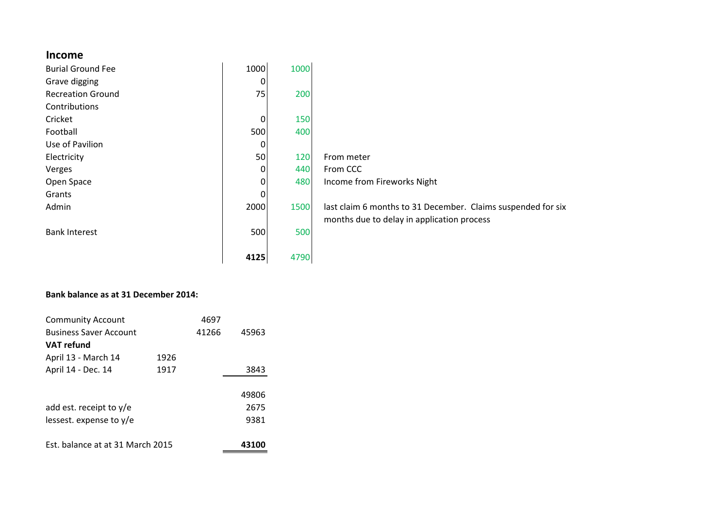## Income

| | | | |
|---|---|---|---|
| Burial Ground Fee | 1000 | 1000 | |
| Grave digging | 0 | | |
| Recreation Ground | 75 | 200 | |
| Contributions | | | |
| Cricket | 0 | 150 | |
| Football | 500 | 400 | |
| Use of Pavilion | 0 | | |
| Electricity | 50 | 120 | From meter |
| Verges | 0 | 440 | From CCC |
| Open Space | 0 | 480 | Income from Fireworks Night |
| Grants | 0 | | |
| Admin | 2000 | 1500 | last claim 6 months to 31 December. Claims suspended for six months due to delay in application process |
| Bank Interest | 500 | 500 | |
| | **4125** | 4790 | |

**Bank balance as at 31 December 2014:**

| | | | |
|---|---|---|---|
| Community Account | | 4697 | |
| Business Saver Account | | 41266 | 45963 |
| **VAT refund** | | | |
| April 13 - March 14 | 1926 | | |
| April 14 - Dec. 14 | 1917 | | 3843 |
| | | | 49806 |
| add est. receipt to y/e | | | 2675 |
| lessest. expense to y/e | | | 9381 |
| Est. balance at at 31 March 2015 | | | **43100** |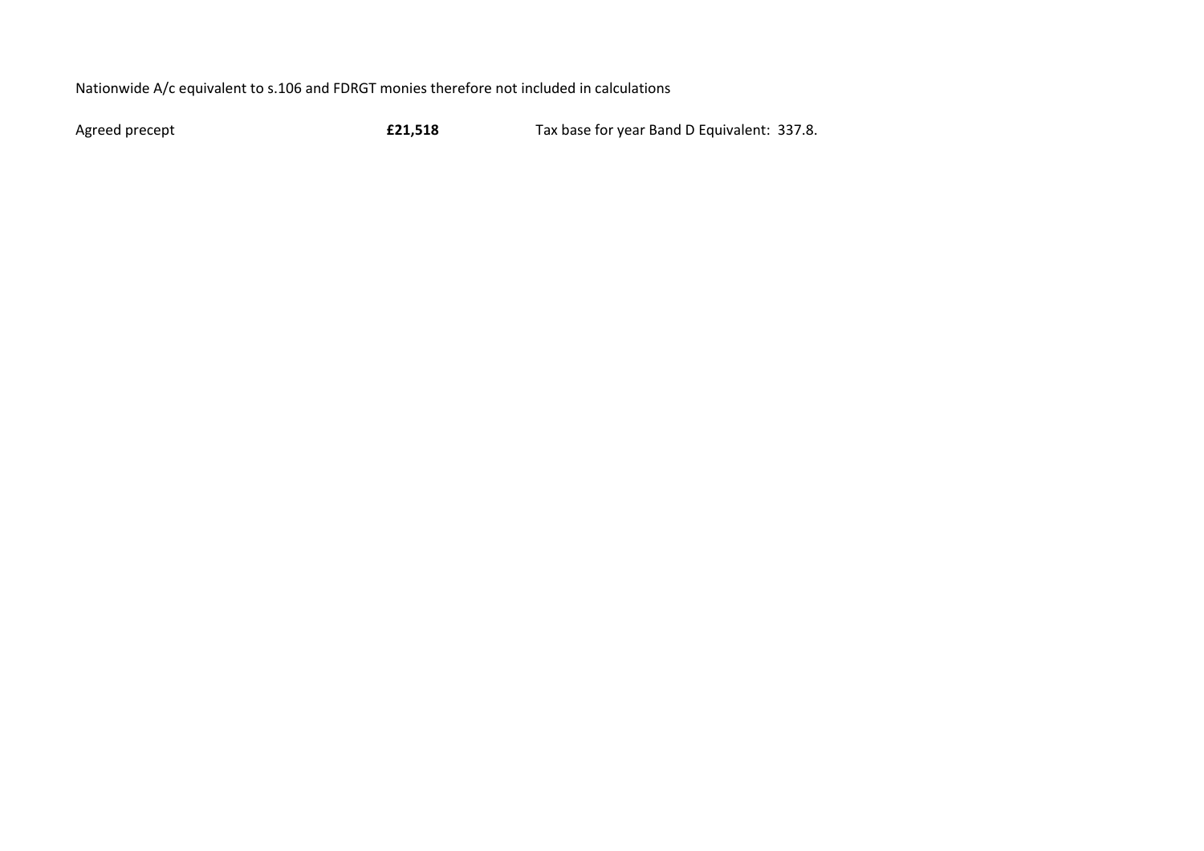Nationwide A/c equivalent to s.106 and FDRGT monies therefore not included in calculations

Agreed precept **£21,518** Tax base for year Band D Equivalent: 337.8.